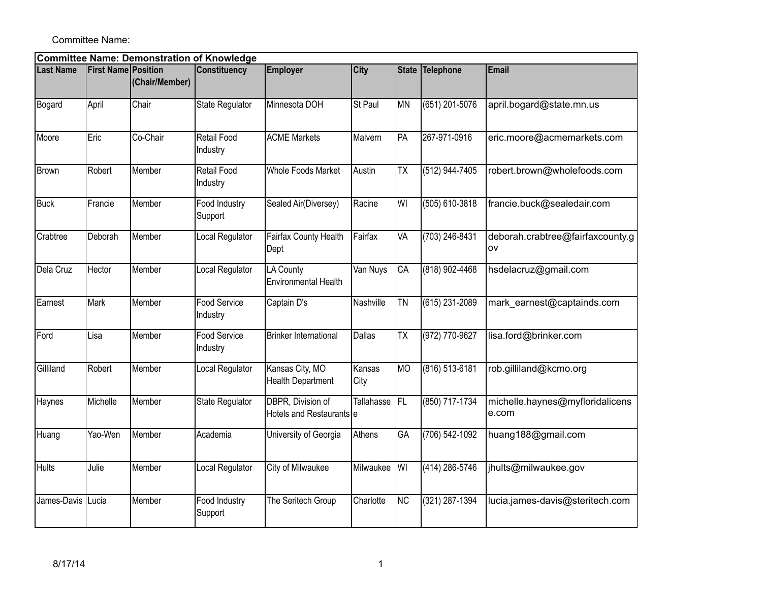Committee Name:

| Committee Name: Demonstration of Knowledge | | | | | | | | |
|---|---|---|---|---|---|---|---|---|
| **Last Name** | **First Name** | **Position (Chair/Member)** | **Constituency** | **Employer** | **City** | **State** | **Telephone** | **Email** |
| Bogard | April | Chair | State Regulator | Minnesota DOH | St Paul | MN | (651) 201-5076 | april.bogard@state.mn.us |
| Moore | Eric | Co-Chair | Retail Food Industry | ACME Markets | Malvern | PA | 267-971-0916 | eric.moore@acmemarkets.com |
| Brown | Robert | Member | Retail Food Industry | Whole Foods Market | Austin | TX | (512) 944-7405 | robert.brown@wholefoods.com |
| Buck | Francie | Member | Food Industry Support | Sealed Air(Diversey) | Racine | WI | (505) 610-3818 | francie.buck@sealedair.com |
| Crabtree | Deborah | Member | Local Regulator | Fairfax County Health Dept | Fairfax | VA | (703) 246-8431 | deborah.crabtree@fairfaxcounty.gov |
| Dela Cruz | Hector | Member | Local Regulator | LA County Environmental Health | Van Nuys | CA | (818) 902-4468 | hsdelacruz@gmail.com |
| Earnest | Mark | Member | Food Service Industry | Captain D's | Nashville | TN | (615) 231-2089 | mark_earnest@captainds.com |
| Ford | Lisa | Member | Food Service Industry | Brinker International | Dallas | TX | (972) 770-9627 | lisa.ford@brinker.com |
| Gilliland | Robert | Member | Local Regulator | Kansas City, MO Health Department | Kansas City | MO | (816) 513-6181 | rob.gilliland@kcmo.org |
| Haynes | Michelle | Member | State Regulator | DBPR, Division of Hotels and Restaurants | Tallahassee | FL | (850) 717-1734 | michelle.haynes@myfloridalicense.com |
| Huang | Yao-Wen | Member | Academia | University of Georgia | Athens | GA | (706) 542-1092 | huang188@gmail.com |
| Hults | Julie | Member | Local Regulator | City of Milwaukee | Milwaukee | WI | (414) 286-5746 | jhults@milwaukee.gov |
| James-Davis | Lucia | Member | Food Industry Support | The Seritech Group | Charlotte | NC | (321) 287-1394 | lucia.james-davis@steritech.com |

8/17/14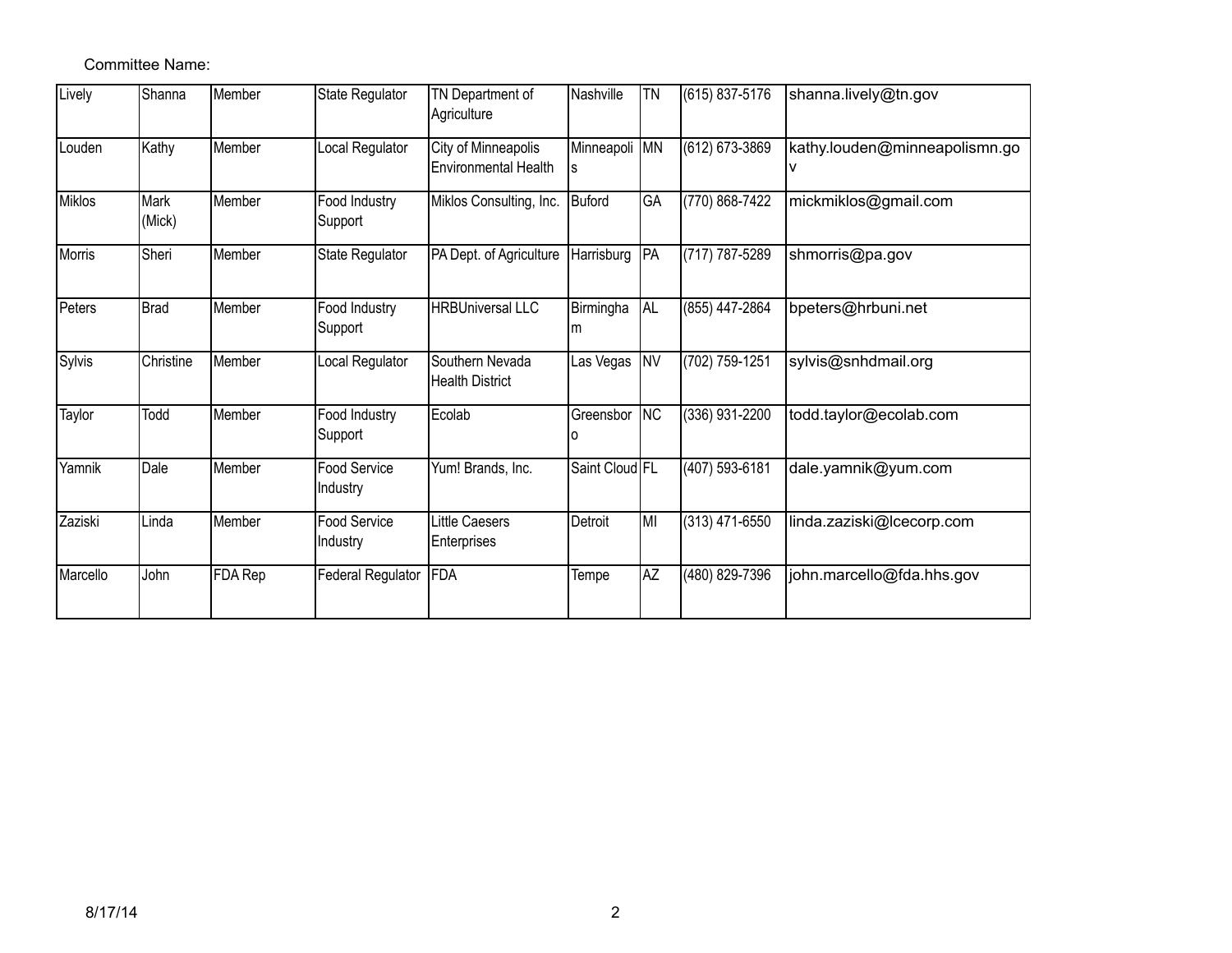Committee Name:

| | | | | | | | | |
|---|---|---|---|---|---|---|---|---|
| Lively | Shanna | Member | State Regulator | TN Department of Agriculture | Nashville | TN | (615) 837-5176 | shanna.lively@tn.gov |
| Louden | Kathy | Member | Local Regulator | City of Minneapolis Environmental Health | Minneapolis | MN | (612) 673-3869 | kathy.louden@minneapolismn.gov |
| Miklos | Mark (Mick) | Member | Food Industry Support | Miklos Consulting, Inc. | Buford | GA | (770) 868-7422 | mickmiklos@gmail.com |
| Morris | Sheri | Member | State Regulator | PA Dept. of Agriculture | Harrisburg | PA | (717) 787-5289 | shmorris@pa.gov |
| Peters | Brad | Member | Food Industry Support | HRBUniversal LLC | Birmingham | AL | (855) 447-2864 | bpeters@hrbuni.net |
| Sylvis | Christine | Member | Local Regulator | Southern Nevada Health District | Las Vegas | NV | (702) 759-1251 | sylvis@snhdmail.org |
| Taylor | Todd | Member | Food Industry Support | Ecolab | Greensboro | NC | (336) 931-2200 | todd.taylor@ecolab.com |
| Yamnik | Dale | Member | Food Service Industry | Yum! Brands, Inc. | Saint Cloud | FL | (407) 593-6181 | dale.yamnik@yum.com |
| Zaziski | Linda | Member | Food Service Industry | Little Caesers Enterprises | Detroit | MI | (313) 471-6550 | linda.zaziski@lcecorp.com |
| Marcello | John | FDA Rep | Federal Regulator | FDA | Tempe | AZ | (480) 829-7396 | john.marcello@fda.hhs.gov |

8/17/14